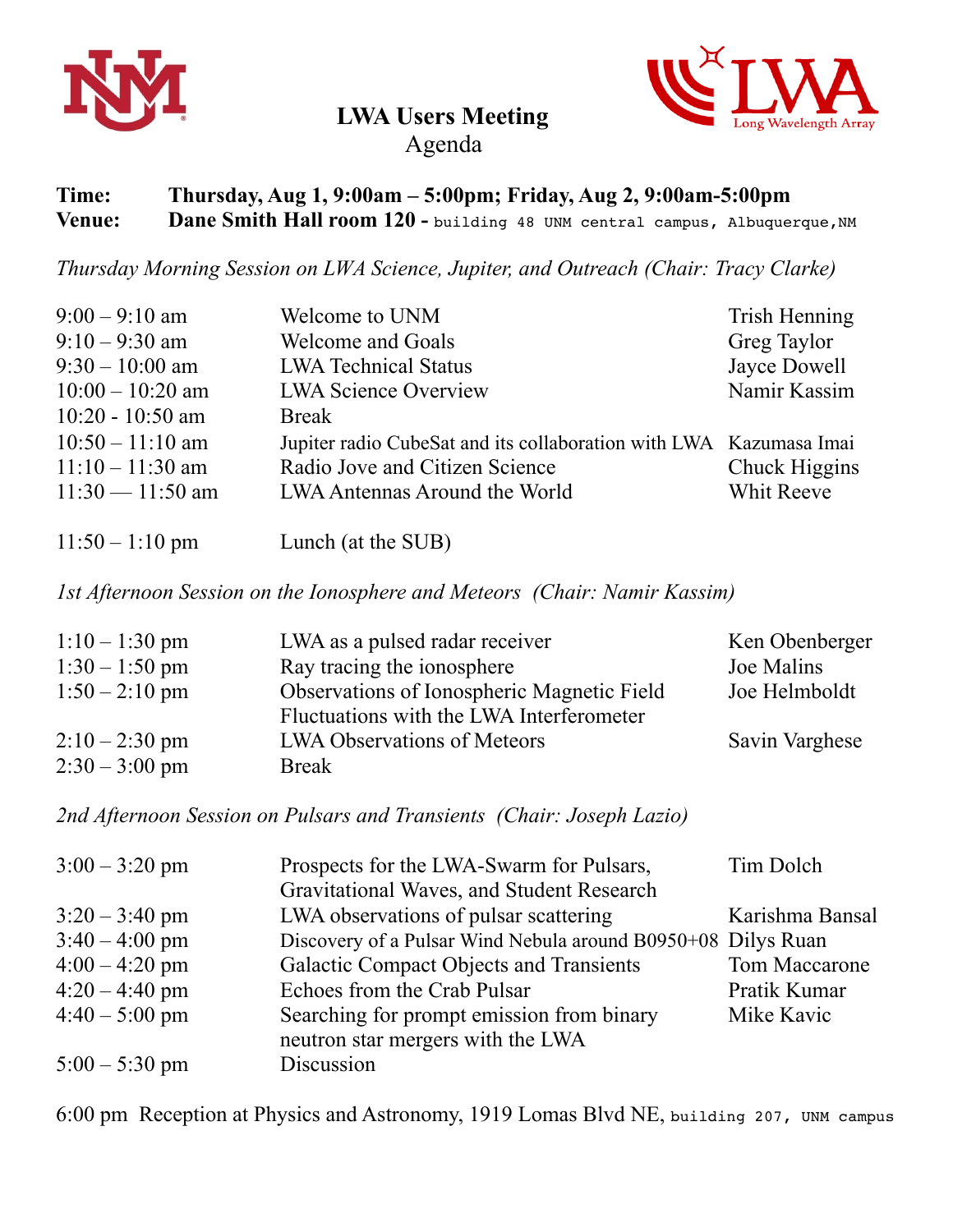# LWA Users Meeting

Agenda

**Time:** **Thursday, Aug 1, 9:00am – 5:00pm; Friday, Aug 2, 9:00am-5:00pm**
**Venue:** **Dane Smith Hall room 120 -** building 48 UNM central campus, Albuquerque,NM

*Thursday Morning Session on LWA Science, Jupiter, and Outreach (Chair: Tracy Clarke)*

| | | |
|---|---|---|
| 9:00 – 9:10 am | Welcome to UNM | Trish Henning |
| 9:10 – 9:30 am | Welcome and Goals | Greg Taylor |
| 9:30 – 10:00 am | LWA Technical Status | Jayce Dowell |
| 10:00 – 10:20 am | LWA Science Overview | Namir Kassim |
| 10:20 - 10:50 am | Break | |
| 10:50 – 11:10 am | Jupiter radio CubeSat and its collaboration with LWA | Kazumasa Imai |
| 11:10 – 11:30 am | Radio Jove and Citizen Science | Chuck Higgins |
| 11:30 — 11:50 am | LWA Antennas Around the World | Whit Reeve |
| 11:50 – 1:10 pm | Lunch (at the SUB) | |

*1st Afternoon Session on the Ionosphere and Meteors (Chair: Namir Kassim)*

| | | |
|---|---|---|
| 1:10 – 1:30 pm | LWA as a pulsed radar receiver | Ken Obenberger |
| 1:30 – 1:50 pm | Ray tracing the ionosphere | Joe Malins |
| 1:50 – 2:10 pm | Observations of Ionospheric Magnetic Field Fluctuations with the LWA Interferometer | Joe Helmboldt |
| 2:10 – 2:30 pm | LWA Observations of Meteors | Savin Varghese |
| 2:30 – 3:00 pm | Break | |

*2nd Afternoon Session on Pulsars and Transients (Chair: Joseph Lazio)*

| | | |
|---|---|---|
| 3:00 – 3:20 pm | Prospects for the LWA-Swarm for Pulsars, Gravitational Waves, and Student Research | Tim Dolch |
| 3:20 – 3:40 pm | LWA observations of pulsar scattering | Karishma Bansal |
| 3:40 – 4:00 pm | Discovery of a Pulsar Wind Nebula around B0950+08 | Dilys Ruan |
| 4:00 – 4:20 pm | Galactic Compact Objects and Transients | Tom Maccarone |
| 4:20 – 4:40 pm | Echoes from the Crab Pulsar | Pratik Kumar |
| 4:40 – 5:00 pm | Searching for prompt emission from binary neutron star mergers with the LWA | Mike Kavic |
| 5:00 – 5:30 pm | Discussion | |

6:00 pm Reception at Physics and Astronomy, 1919 Lomas Blvd NE, building 207, UNM campus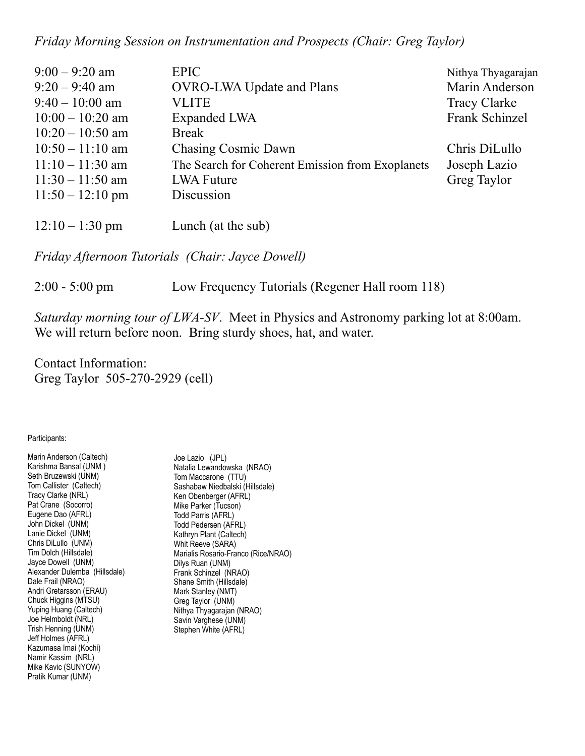*Friday Morning Session on Instrumentation and Prospects (Chair: Greg Taylor)*

| | | |
|---|---|---|
| 9:00 – 9:20 am | EPIC | Nithya Thyagarajan |
| 9:20 – 9:40 am | OVRO-LWA Update and Plans | Marin Anderson |
| 9:40 – 10:00 am | VLITE | Tracy Clarke |
| 10:00 – 10:20 am | Expanded LWA | Frank Schinzel |
| 10:20 – 10:50 am | Break | |
| 10:50 – 11:10 am | Chasing Cosmic Dawn | Chris DiLullo |
| 11:10 – 11:30 am | The Search for Coherent Emission from Exoplanets | Joseph Lazio |
| 11:30 – 11:50 am | LWA Future | Greg Taylor |
| 11:50 – 12:10 pm | Discussion | |
| 12:10 – 1:30 pm | Lunch (at the sub) | |

*Friday Afternoon Tutorials (Chair: Jayce Dowell)*

2:00 - 5:00 pm Low Frequency Tutorials (Regener Hall room 118)

*Saturday morning tour of LWA-SV*. Meet in Physics and Astronomy parking lot at 8:00am. We will return before noon. Bring sturdy shoes, hat, and water.

Contact Information:
Greg Taylor 505-270-2929 (cell)

Participants:

Marin Anderson (Caltech)
Karishma Bansal (UNM )
Seth Bruzewski (UNM)
Tom Callister (Caltech)
Tracy Clarke (NRL)
Pat Crane (Socorro)
Eugene Dao (AFRL)
John Dickel (UNM)
Lanie Dickel (UNM)
Chris DiLullo (UNM)
Tim Dolch (Hillsdale)
Jayce Dowell (UNM)
Alexander Dulemba (Hillsdale)
Dale Frail (NRAO)
Andri Gretarsson (ERAU)
Chuck Higgins (MTSU)
Yuping Huang (Caltech)
Joe Helmboldt (NRL)
Trish Henning (UNM)
Jeff Holmes (AFRL)
Kazumasa Imai (Kochi)
Namir Kassim (NRL)
Mike Kavic (SUNYOW)
Pratik Kumar (UNM)
Joe Lazio (JPL)
Natalia Lewandowska (NRAO)
Tom Maccarone (TTU)
Sashabaw Niedbalski (Hillsdale)
Ken Obenberger (AFRL)
Mike Parker (Tucson)
Todd Parris (AFRL)
Todd Pedersen (AFRL)
Kathryn Plant (Caltech)
Whit Reeve (SARA)
Marialis Rosario-Franco (Rice/NRAO)
Dilys Ruan (UNM)
Frank Schinzel (NRAO)
Shane Smith (Hillsdale)
Mark Stanley (NMT)
Greg Taylor (UNM)
Nithya Thyagarajan (NRAO)
Savin Varghese (UNM)
Stephen White (AFRL)